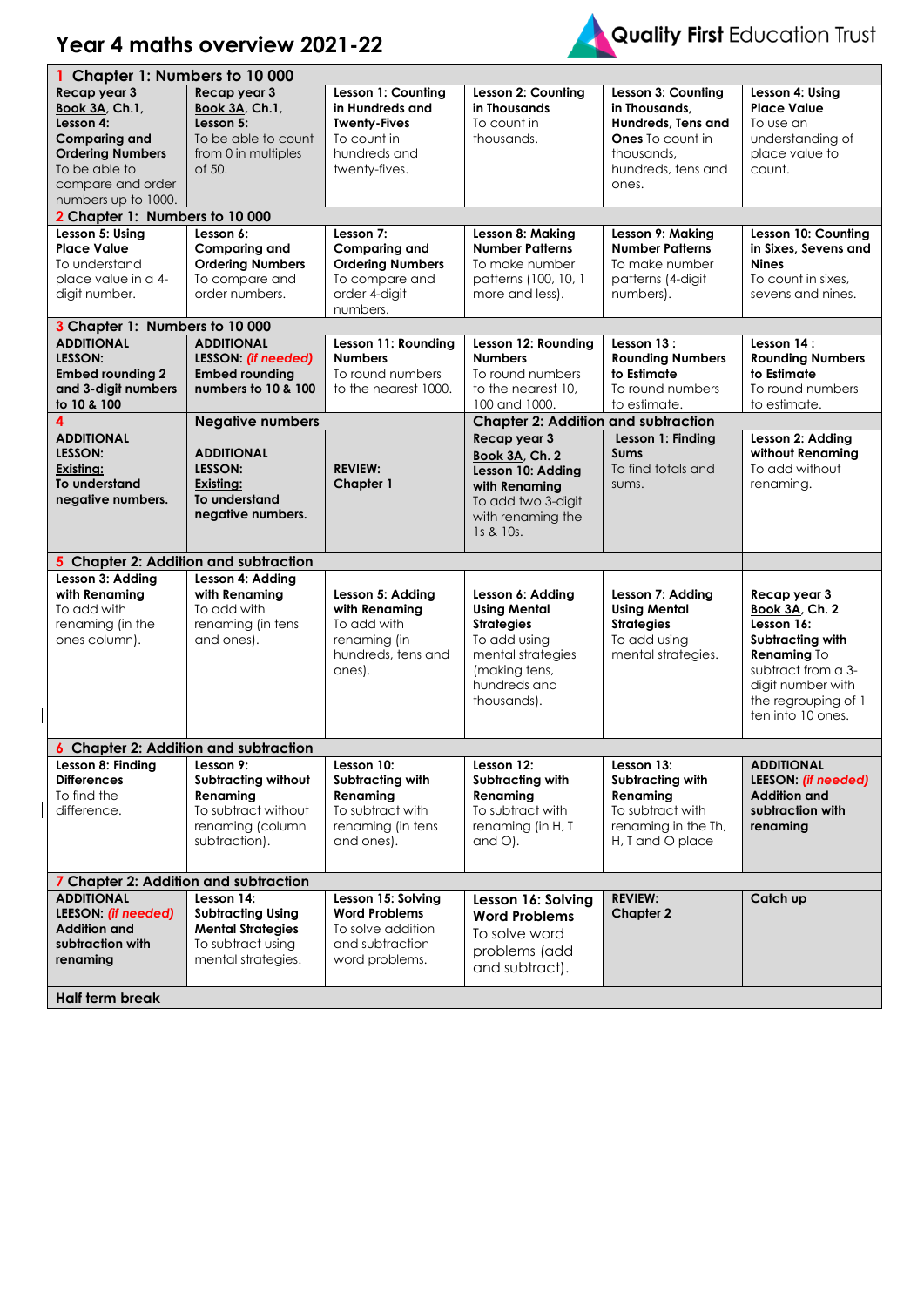# Year 4 maths overview 2021-22

Quality First Education Trust

| 1 Chapter 1: Numbers to 10 000 | | | | | |
|---|---|---|---|---|---|
| Recap year 3 Book 3A, Ch.1, Lesson 4: **Comparing and Ordering Numbers** To be able to compare and order numbers up to 1000. | Recap year 3 Book 3A, Ch.1, Lesson 5: To be able to count from 0 in multiples of 50. | **Lesson 1: Counting in Hundreds and Twenty-Fives** To count in hundreds and twenty-fives. | **Lesson 2: Counting in Thousands** To count in thousands. | **Lesson 3: Counting in Thousands, Hundreds, Tens and Ones** To count in thousands, hundreds, tens and ones. | **Lesson 4: Using Place Value** To use an understanding of place value to count. |
| **2 Chapter 1: Numbers to 10 000** | | | | | |
| **Lesson 5: Using Place Value** To understand place value in a 4-digit number. | **Lesson 6: Comparing and Ordering Numbers** To compare and order numbers. | **Lesson 7: Comparing and Ordering Numbers** To compare and order 4-digit numbers. | **Lesson 8: Making Number Patterns** To make number patterns (100, 10, 1 more and less). | **Lesson 9: Making Number Patterns** To make number patterns (4-digit numbers). | **Lesson 10: Counting in Sixes, Sevens and Nines** To count in sixes, sevens and nines. |
| **3 Chapter 1: Numbers to 10 000** | | | | | |
| **ADDITIONAL LESSON: Embed rounding 2 and 3-digit numbers to 10 & 100** | **ADDITIONAL LESSON:** *(if needed)* **Embed rounding numbers to 10 & 100** | **Lesson 11: Rounding Numbers** To round numbers to the nearest 1000. | **Lesson 12: Rounding Numbers** To round numbers to the nearest 10, 100 and 1000. | **Lesson 13 : Rounding Numbers to Estimate** To round numbers to estimate. | **Lesson 14 : Rounding Numbers to Estimate** To round numbers to estimate. |
| **4** | **Negative numbers** | | **Chapter 2: Addition and subtraction** | | |
| **ADDITIONAL LESSON: Existing: To understand negative numbers.** | **ADDITIONAL LESSON: Existing: To understand negative numbers.** | **REVIEW: Chapter 1** | Recap year 3 Book 3A, Ch. 2 **Lesson 10: Adding with Renaming** To add two 3-digit with renaming the 1s & 10s. | **Lesson 1: Finding Sums** To find totals and sums. | **Lesson 2: Adding without Renaming** To add without renaming. |
| **5 Chapter 2: Addition and subtraction** | | | | | |
| **Lesson 3: Adding with Renaming** To add with renaming (in the ones column). | **Lesson 4: Adding with Renaming** To add with renaming (in tens and ones). | **Lesson 5: Adding with Renaming** To add with renaming (in hundreds, tens and ones). | **Lesson 6: Adding Using Mental Strategies** To add using mental strategies (making tens, hundreds and thousands). | **Lesson 7: Adding Using Mental Strategies** To add using mental strategies. | Recap year 3 Book 3A, Ch. 2 **Lesson 16: Subtracting with Renaming** To subtract from a 3-digit number with the regrouping of 1 ten into 10 ones. |
| **6 Chapter 2: Addition and subtraction** | | | | | |
| **Lesson 8: Finding Differences** To find the difference. | **Lesson 9: Subtracting without Renaming** To subtract without renaming (column subtraction). | **Lesson 10: Subtracting with Renaming** To subtract with renaming (in tens and ones). | **Lesson 12: Subtracting with Renaming** To subtract with renaming (in H, T and O). | **Lesson 13: Subtracting with Renaming** To subtract with renaming in the Th, H, T and O place | **ADDITIONAL LEESON:** *(if needed)* **Addition and subtraction with renaming** |
| **7 Chapter 2: Addition and subtraction** | | | | | |
| **ADDITIONAL LEESON:** *(if needed)* **Addition and subtraction with renaming** | **Lesson 14: Subtracting Using Mental Strategies** To subtract using mental strategies. | **Lesson 15: Solving Word Problems** To solve addition and subtraction word problems. | **Lesson 16: Solving Word Problems** To solve word problems (add and subtract). | **REVIEW: Chapter 2** | **Catch up** |
| **Half term break** | | | | | |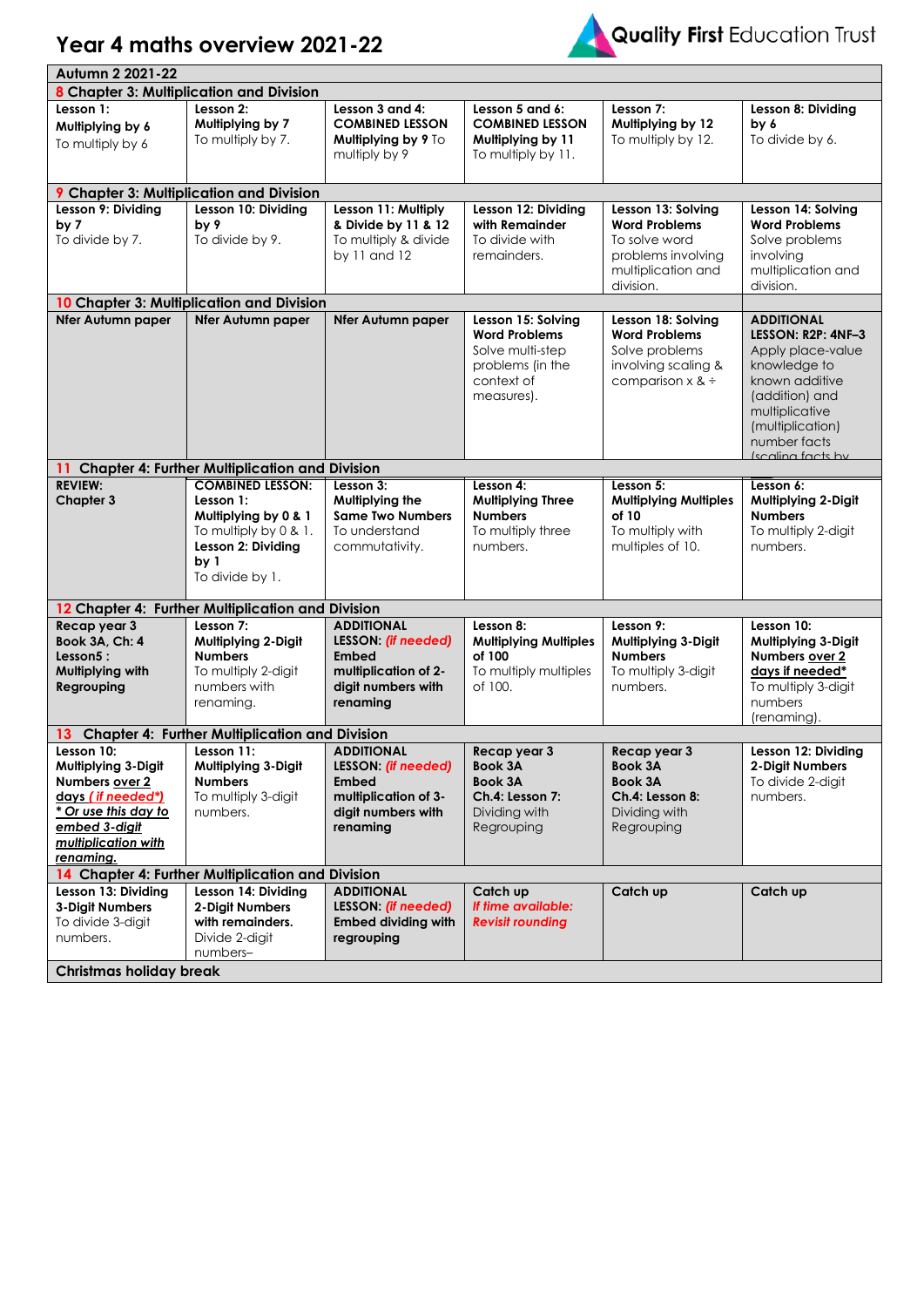# Year 4 maths overview 2021-22

Quality First Education Trust

| Autumn 2 2021-22 | | | | | |
|---|---|---|---|---|---|
| **8 Chapter 3: Multiplication and Division** | | | | | |
| **Lesson 1: Multiplying by 6** To multiply by 6 | **Lesson 2: Multiplying by 7** To multiply by 7. | **Lesson 3 and 4: COMBINED LESSON Multiplying by 9** To multiply by 9 | **Lesson 5 and 6: COMBINED LESSON Multiplying by 11** To multiply by 11. | **Lesson 7: Multiplying by 12** To multiply by 12. | **Lesson 8: Dividing by 6** To divide by 6. |
| **9 Chapter 3: Multiplication and Division** | | | | | |
| **Lesson 9: Dividing by 7** To divide by 7. | **Lesson 10: Dividing by 9** To divide by 9. | **Lesson 11: Multiply & Divide by 11 & 12** To multiply & divide by 11 and 12 | **Lesson 12: Dividing with Remainder** To divide with remainders. | **Lesson 13: Solving Word Problems** To solve word problems involving multiplication and division. | **Lesson 14: Solving Word Problems** Solve problems involving multiplication and division. |
| **10 Chapter 3: Multiplication and Division** | | | | | |
| **Nfer Autumn paper** | **Nfer Autumn paper** | **Nfer Autumn paper** | **Lesson 15: Solving Word Problems** Solve multi-step problems (in the context of measures). | **Lesson 18: Solving Word Problems** Solve problems involving scaling & comparison x & ÷ | **ADDITIONAL LESSON: R2P: 4NF–3** Apply place-value knowledge to known additive (addition) and multiplicative (multiplication) number facts (scaling facts by |
| **11 Chapter 4: Further Multiplication and Division** | | | | | |
| **REVIEW: Chapter 3** | **COMBINED LESSON: Lesson 1: Multiplying by 0 & 1** To multiply by 0 & 1. **Lesson 2: Dividing by 1** To divide by 1. | **Lesson 3: Multiplying the Same Two Numbers** To understand commutativity. | **Lesson 4: Multiplying Three Numbers** To multiply three numbers. | **Lesson 5: Multiplying Multiples of 10** To multiply with multiples of 10. | **Lesson 6: Multiplying 2-Digit Numbers** To multiply 2-digit numbers. |
| **12 Chapter 4: Further Multiplication and Division** | | | | | |
| **Recap year 3 Book 3A, Ch: 4 Lesson5 : Multiplying with Regrouping** | **Lesson 7: Multiplying 2-Digit Numbers** To multiply 2-digit numbers with renaming. | **ADDITIONAL LESSON:** ***(if needed)*** **Embed multiplication of 2-digit numbers with renaming** | **Lesson 8: Multiplying Multiples of 100** To multiply multiples of 100. | **Lesson 9: Multiplying 3-Digit Numbers** To multiply 3-digit numbers. | **Lesson 10: Multiplying 3-Digit Numbers over 2 days if needed*** To multiply 3-digit numbers (renaming). |
| **13 Chapter 4: Further Multiplication and Division** | | | | | |
| **Lesson 10: Multiplying 3-Digit Numbers over 2 days *( if needed*)*** ***\* Or use this day to embed 3-digit multiplication with renaming.*** | **Lesson 11: Multiplying 3-Digit Numbers** To multiply 3-digit numbers. | **ADDITIONAL LESSON:** ***(if needed)*** **Embed multiplication of 3-digit numbers with renaming** | **Recap year 3 Book 3A Book 3A Ch.4: Lesson 7:** Dividing with Regrouping | **Recap year 3 Book 3A Book 3A Ch.4: Lesson 8:** Dividing with Regrouping | **Lesson 12: Dividing 2-Digit Numbers** To divide 2-digit numbers. |
| **14 Chapter 4: Further Multiplication and Division** | | | | | |
| **Lesson 13: Dividing 3-Digit Numbers** To divide 3-digit numbers. | **Lesson 14: Dividing 2-Digit Numbers with remainders.** Divide 2-digit numbers– | **ADDITIONAL LESSON:** ***(if needed)*** **Embed dividing with regrouping** | **Catch up** ***If time available: Revisit rounding*** | **Catch up** | **Catch up** |
| **Christmas holiday break** | | | | | |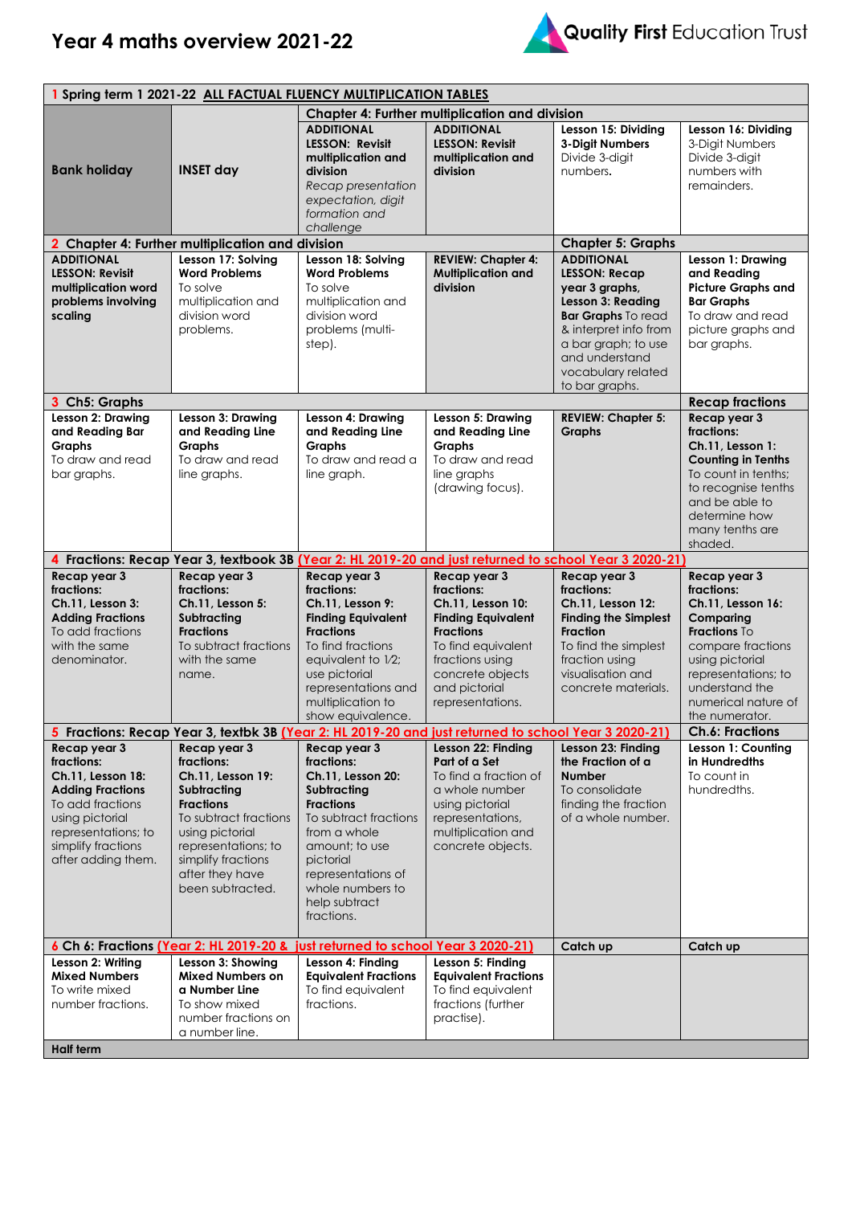# Year 4 maths overview 2021-22

Quality First Education Trust

| 1 Spring term 1 2021-22 ALL FACTUAL FLUENCY MULTIPLICATION TABLES | | | | | |
|---|---|---|---|---|---|
| | | Chapter 4: Further multiplication and division | | | |
| **Bank holiday** | **INSET day** | **ADDITIONAL LESSON: Revisit multiplication and division** *Recap presentation expectation, digit formation and challenge* | **ADDITIONAL LESSON: Revisit multiplication and division** | **Lesson 15: Dividing 3-Digit Numbers** Divide 3-digit numbers. | **Lesson 16: Dividing** 3-Digit Numbers Divide 3-digit numbers with remainders. |
| **2 Chapter 4: Further multiplication and division** | | | | **Chapter 5: Graphs** | |
| **ADDITIONAL LESSON: Revisit multiplication word problems involving scaling** | **Lesson 17: Solving Word Problems** To solve multiplication and division word problems. | **Lesson 18: Solving Word Problems** To solve multiplication and division word problems (multi-step). | **REVIEW: Chapter 4: Multiplication and division** | **ADDITIONAL LESSON: Recap year 3 graphs, Lesson 3: Reading Bar Graphs** To read & interpret info from a bar graph; to use and understand vocabulary related to bar graphs. | **Lesson 1: Drawing and Reading Picture Graphs and Bar Graphs** To draw and read picture graphs and bar graphs. |
| **3 Ch5: Graphs** | | | | | **Recap fractions** |
| **Lesson 2: Drawing and Reading Bar Graphs** To draw and read bar graphs. | **Lesson 3: Drawing and Reading Line Graphs** To draw and read line graphs. | **Lesson 4: Drawing and Reading Line Graphs** To draw and read a line graph. | **Lesson 5: Drawing and Reading Line Graphs** To draw and read line graphs (drawing focus). | **REVIEW: Chapter 5: Graphs** | **Recap year 3 fractions: Ch.11, Lesson 1: Counting in Tenths** To count in tenths; to recognise tenths and be able to determine how many tenths are shaded. |
| **4 Fractions: Recap Year 3, textbook 3B** (Year 2: HL 2019-20 and just returned to school Year 3 2020-21) | | | | | |
| **Recap year 3 fractions: Ch.11, Lesson 3: Adding Fractions** To add fractions with the same denominator. | **Recap year 3 fractions: Ch.11, Lesson 5: Subtracting Fractions** To subtract fractions with the same name. | **Recap year 3 fractions: Ch.11, Lesson 9: Finding Equivalent Fractions** To find fractions equivalent to 1/2; use pictorial representations and multiplication to show equivalence. | **Recap year 3 fractions: Ch.11, Lesson 10: Finding Equivalent Fractions** To find equivalent fractions using concrete objects and pictorial representations. | **Recap year 3 fractions: Ch.11, Lesson 12: Finding the Simplest Fraction** To find the simplest fraction using visualisation and concrete materials. | **Recap year 3 fractions: Ch.11, Lesson 16: Comparing Fractions** To compare fractions using pictorial representations; to understand the numerical nature of the numerator. |
| **5 Fractions: Recap Year 3, textbk 3B** (Year 2: HL 2019-20 and just returned to school Year 3 2020-21) | | | | | **Ch.6: Fractions** |
| **Recap year 3 fractions: Ch.11, Lesson 18: Adding Fractions** To add fractions using pictorial representations; to simplify fractions after adding them. | **Recap year 3 fractions: Ch.11, Lesson 19: Subtracting Fractions** To subtract fractions using pictorial representations; to simplify fractions after they have been subtracted. | **Recap year 3 fractions: Ch.11, Lesson 20: Subtracting Fractions** To subtract fractions from a whole amount; to use pictorial representations of whole numbers to help subtract fractions. | **Lesson 22: Finding Part of a Set** To find a fraction of a whole number using pictorial representations, multiplication and concrete objects. | **Lesson 23: Finding the Fraction of a Number** To consolidate finding the fraction of a whole number. | **Lesson 1: Counting in Hundredths** To count in hundredths. |
| **6 Ch 6: Fractions** (Year 2: HL 2019-20 & just returned to school Year 3 2020-21) | | | | **Catch up** | **Catch up** |
| **Lesson 2: Writing Mixed Numbers** To write mixed number fractions. | **Lesson 3: Showing Mixed Numbers on a Number Line** To show mixed number fractions on a number line. | **Lesson 4: Finding Equivalent Fractions** To find equivalent fractions. | **Lesson 5: Finding Equivalent Fractions** To find equivalent fractions (further practise). | | |
| **Half term** | | | | | |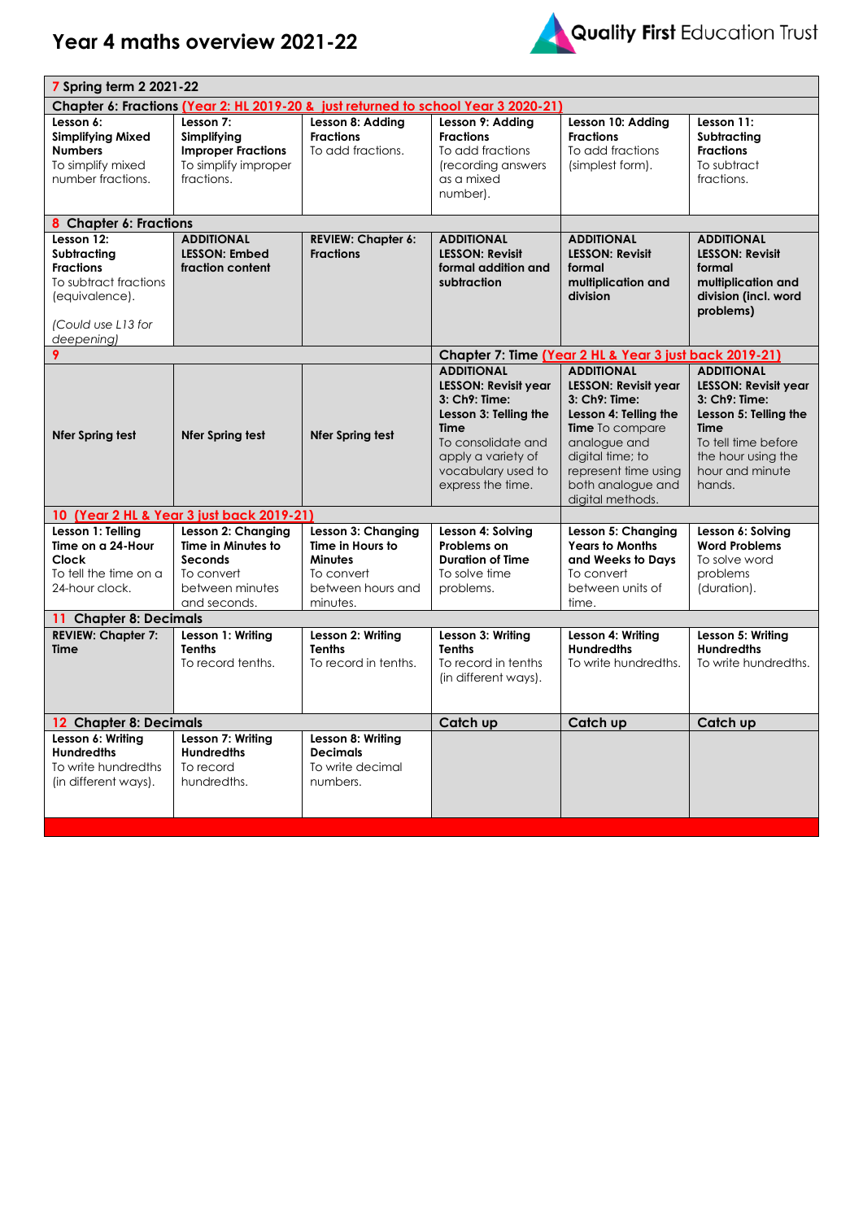# Year 4 maths overview 2021-22

Quality First Education Trust

| | | | | | |
|---|---|---|---|---|---|
| **7 Spring term 2 2021-22** | | | | | |
| **Chapter 6: Fractions** (Year 2: HL 2019-20 & just returned to school Year 3 2020-21) | | | | | |
| **Lesson 6: Simplifying Mixed Numbers** To simplify mixed number fractions. | **Lesson 7: Simplifying Improper Fractions** To simplify improper fractions. | **Lesson 8: Adding Fractions** To add fractions. | **Lesson 9: Adding Fractions** To add fractions (recording answers as a mixed number). | **Lesson 10: Adding Fractions** To add fractions (simplest form). | **Lesson 11: Subtracting Fractions** To subtract fractions. |
| **8 Chapter 6: Fractions** | | | | | |
| **Lesson 12: Subtracting Fractions** To subtract fractions (equivalence). *(Could use L13 for deepening)* | **ADDITIONAL LESSON: Embed fraction content** | **REVIEW: Chapter 6: Fractions** | **ADDITIONAL LESSON: Revisit formal addition and subtraction** | **ADDITIONAL LESSON: Revisit formal multiplication and division** | **ADDITIONAL LESSON: Revisit formal multiplication and division (incl. word problems)** |
| **9** | | | **Chapter 7: Time** (Year 2 HL & Year 3 just back 2019-21) | | |
| **Nfer Spring test** | **Nfer Spring test** | **Nfer Spring test** | **ADDITIONAL LESSON: Revisit year 3: Ch9: Time: Lesson 3: Telling the Time** To consolidate and apply a variety of vocabulary used to express the time. | **ADDITIONAL LESSON: Revisit year 3: Ch9: Time: Lesson 4: Telling the Time** To compare analogue and digital time; to represent time using both analogue and digital methods. | **ADDITIONAL LESSON: Revisit year 3: Ch9: Time: Lesson 5: Telling the Time** To tell time before the hour using the hour and minute hands. |
| **10** (Year 2 HL & Year 3 just back 2019-21) | | | | | |
| **Lesson 1: Telling Time on a 24-Hour Clock** To tell the time on a 24-hour clock. | **Lesson 2: Changing Time in Minutes to Seconds** To convert between minutes and seconds. | **Lesson 3: Changing Time in Hours to Minutes** To convert between hours and minutes. | **Lesson 4: Solving Problems on Duration of Time** To solve time problems. | **Lesson 5: Changing Years to Months and Weeks to Days** To convert between units of time. | **Lesson 6: Solving Word Problems** To solve word problems (duration). |
| **11 Chapter 8: Decimals** | | | | | |
| **REVIEW: Chapter 7: Time** | **Lesson 1: Writing Tenths** To record tenths. | **Lesson 2: Writing Tenths** To record in tenths. | **Lesson 3: Writing Tenths** To record in tenths (in different ways). | **Lesson 4: Writing Hundredths** To write hundredths. | **Lesson 5: Writing Hundredths** To write hundredths. |
| **12 Chapter 8: Decimals** | | | **Catch up** | **Catch up** | **Catch up** |
| **Lesson 6: Writing Hundredths** To write hundredths (in different ways). | **Lesson 7: Writing Hundredths** To record hundredths. | **Lesson 8: Writing Decimals** To write decimal numbers. | | | |